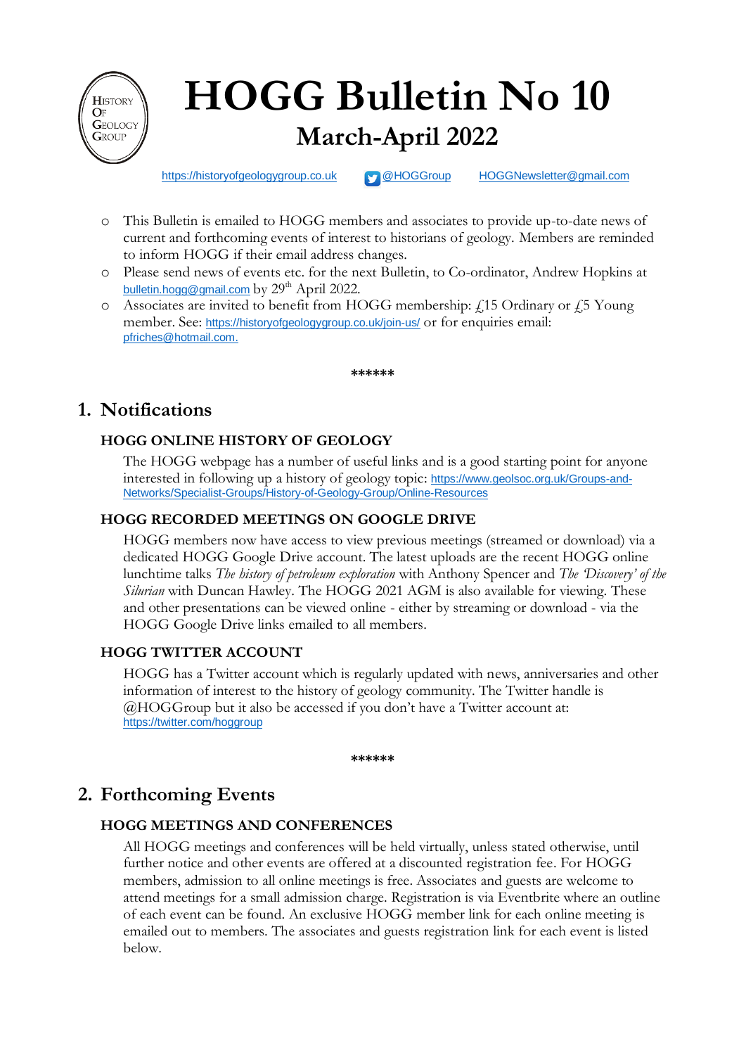# HOGG Bulletin No 10

## March-April 2022

https://historyofgeologygroup.co.uk @HOGGroup HOGGNewsletter@gmail.com

- This Bulletin is emailed to HOGG members and associates to provide up-to-date news of current and forthcoming events of interest to historians of geology. Members are reminded to inform HOGG if their email address changes.
- Please send news of events etc. for the next Bulletin, to Co-ordinator, Andrew Hopkins at bulletin.hogg@gmail.com by 29th April 2022.
- Associates are invited to benefit from HOGG membership: £15 Ordinary or £5 Young member. See: https://historyofgeologygroup.co.uk/join-us/ or for enquiries email: pfriches@hotmail.com.

\*\*\*\*\*\*

## 1. Notifications

### HOGG ONLINE HISTORY OF GEOLOGY

The HOGG webpage has a number of useful links and is a good starting point for anyone interested in following up a history of geology topic: https://www.geolsoc.org.uk/Groups-and-Networks/Specialist-Groups/History-of-Geology-Group/Online-Resources

### HOGG RECORDED MEETINGS ON GOOGLE DRIVE

HOGG members now have access to view previous meetings (streamed or download) via a dedicated HOGG Google Drive account. The latest uploads are the recent HOGG online lunchtime talks *The history of petroleum exploration* with Anthony Spencer and *The 'Discovery' of the Silurian* with Duncan Hawley. The HOGG 2021 AGM is also available for viewing. These and other presentations can be viewed online - either by streaming or download - via the HOGG Google Drive links emailed to all members.

### HOGG TWITTER ACCOUNT

HOGG has a Twitter account which is regularly updated with news, anniversaries and other information of interest to the history of geology community. The Twitter handle is @HOGGroup but it also be accessed if you don't have a Twitter account at: https://twitter.com/hoggroup

\*\*\*\*\*\*

## 2. Forthcoming Events

### HOGG MEETINGS AND CONFERENCES

All HOGG meetings and conferences will be held virtually, unless stated otherwise, until further notice and other events are offered at a discounted registration fee. For HOGG members, admission to all online meetings is free. Associates and guests are welcome to attend meetings for a small admission charge. Registration is via Eventbrite where an outline of each event can be found. An exclusive HOGG member link for each online meeting is emailed out to members. The associates and guests registration link for each event is listed below.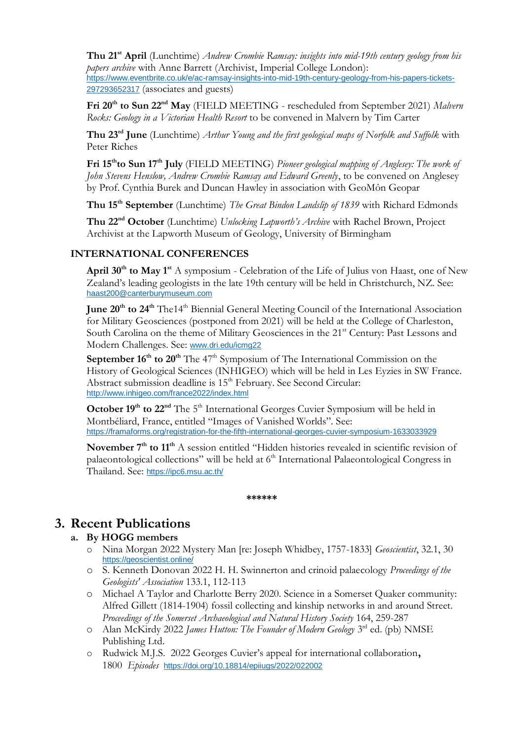**Thu 21st April** (Lunchtime) *Andrew Crombie Ramsay: insights into mid-19th century geology from his papers archive* with Anne Barrett (Archivist, Imperial College London): https://www.eventbrite.co.uk/e/ac-ramsay-insights-into-mid-19th-century-geology-from-his-papers-tickets-297293652317 (associates and guests)

**Fri 20th to Sun 22nd May** (FIELD MEETING - rescheduled from September 2021) *Malvern Rocks: Geology in a Victorian Health Resort* to be convened in Malvern by Tim Carter

**Thu 23rd June** (Lunchtime) *Arthur Young and the first geological maps of Norfolk and Suffolk* with Peter Riches

**Fri 15th to Sun 17th July** (FIELD MEETING) *Pioneer geological mapping of Anglesey: The work of John Stevens Henslow, Andrew Crombie Ramsay and Edward Greenly*, to be convened on Anglesey by Prof. Cynthia Burek and Duncan Hawley in association with GeoMôn Geopar

**Thu 15th September** (Lunchtime) *The Great Bindon Landslip of 1839* with Richard Edmonds

**Thu 22nd October** (Lunchtime) *Unlocking Lapworth's Archive* with Rachel Brown, Project Archivist at the Lapworth Museum of Geology, University of Birmingham

### INTERNATIONAL CONFERENCES

**April 30th to May 1st** A symposium - Celebration of the Life of Julius von Haast, one of New Zealand's leading geologists in the late 19th century will be held in Christchurch, NZ. See: haast200@canterburymuseum.com

**June 20th to 24th** The14th Biennial General Meeting Council of the International Association for Military Geosciences (postponed from 2021) will be held at the College of Charleston, South Carolina on the theme of Military Geosciences in the 21st Century: Past Lessons and Modern Challenges. See: www.dri.edu/icmg22

**September 16th to 20th** The 47th Symposium of The International Commission on the History of Geological Sciences (INHIGEO) which will be held in Les Eyzies in SW France. Abstract submission deadline is 15th February. See Second Circular: http://www.inhigeo.com/france2022/index.html

**October 19th to 22nd** The 5th International Georges Cuvier Symposium will be held in Montbéliard, France, entitled "Images of Vanished Worlds". See: https://framaforms.org/registration-for-the-fifth-international-georges-cuvier-symposium-1633033929

**November 7th to 11th** A session entitled "Hidden histories revealed in scientific revision of palaeontological collections" will be held at 6th International Palaeontological Congress in Thailand. See: https://ipc6.msu.ac.th/

\*\*\*\*\*\*

## 3. Recent Publications

### a. By HOGG members

- Nina Morgan 2022 Mystery Man [re: Joseph Whidbey, 1757-1833] *Geoscientist*, 32.1, 30 https://geoscientist.online/
- S. Kenneth Donovan 2022 H. H. Swinnerton and crinoid palaeocology *Proceedings of the Geologists' Association* 133.1, 112-113
- Michael A Taylor and Charlotte Berry 2020. Science in a Somerset Quaker community: Alfred Gillett (1814-1904) fossil collecting and kinship networks in and around Street. *Proceedings of the Somerset Archaeological and Natural History Society* 164, 259-287
- Alan McKirdy 2022 *James Hutton: The Founder of Modern Geology* 3rd ed. (pb) NMSE Publishing Ltd.
- Rudwick M.J.S. 2022 Georges Cuvier's appeal for international collaboration**,** 1800 *Episodes* https://doi.org/10.18814/epiiugs/2022/022002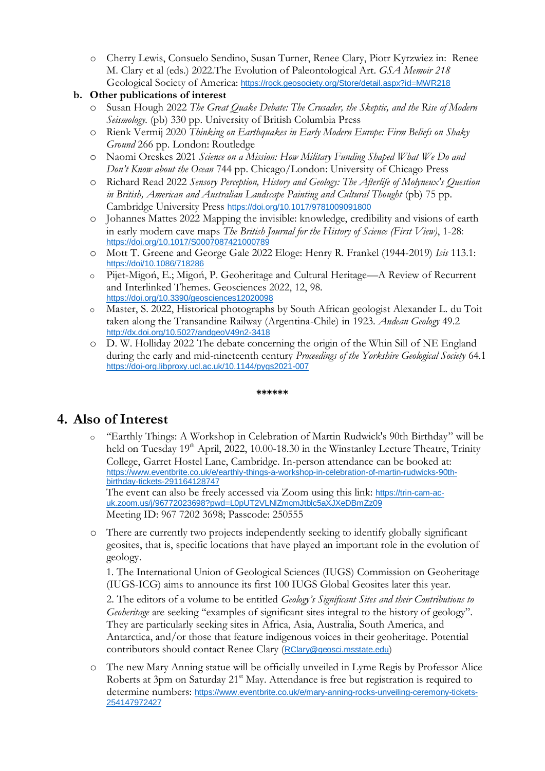- Cherry Lewis, Consuelo Sendino, Susan Turner, Renee Clary, Piotr Kyrzwiez in: Renee M. Clary et al (eds.) 2022.The Evolution of Paleontological Art. *GSA Memoir 218* Geological Society of America: https://rock.geosociety.org/Store/detail.aspx?id=MWR218

**b. Other publications of interest**

- Susan Hough 2022 *The Great Quake Debate: The Crusader, the Skeptic, and the Rise of Modern Seismology.* (pb) 330 pp. University of British Columbia Press
- Rienk Vermij 2020 *Thinking on Earthquakes in Early Modern Europe: Firm Beliefs on Shaky Ground* 266 pp. London: Routledge
- Naomi Oreskes 2021 *Science on a Mission: How Military Funding Shaped What We Do and Don't Know about the Ocean* 744 pp. Chicago/London: University of Chicago Press
- Richard Read 2022 *Sensory Perception, History and Geology: The Afterlife of Molyneux's Question in British, American and Australian Landscape Painting and Cultural Thought* (pb) 75 pp. Cambridge University Press https://doi.org/10.1017/9781009091800
- Johannes Mattes 2022 Mapping the invisible: knowledge, credibility and visions of earth in early modern cave maps *The British Journal for the History of Science (First View)*, 1-28: https://doi.org/10.1017/S0007087421000789
- Mott T. Greene and George Gale 2022 Eloge: Henry R. Frankel (1944-2019) *Isis* 113.1: https://doi/10.1086/718286
- Pijet-Migoń, E.; Migoń, P. Geoheritage and Cultural Heritage—A Review of Recurrent and Interlinked Themes. Geosciences 2022, 12, 98. https://doi.org/10.3390/geosciences12020098
- Master, S. 2022, Historical photographs by South African geologist Alexander L. du Toit taken along the Transandine Railway (Argentina-Chile) in 1923. *Andean Geology* 49.2 http://dx.doi.org/10.5027/andgeoV49n2-3418
- D. W. Holliday 2022 The debate concerning the origin of the Whin Sill of NE England during the early and mid-nineteenth century *Proceedings of the Yorkshire Geological Society* 64.1 https://doi-org.libproxy.ucl.ac.uk/10.1144/pygs2021-007

**\*\*\*\*\*\***

## 4. Also of Interest

- "Earthly Things: A Workshop in Celebration of Martin Rudwick's 90th Birthday" will be held on Tuesday 19th April, 2022, 10.00-18.30 in the Winstanley Lecture Theatre, Trinity College, Garret Hostel Lane, Cambridge. In-person attendance can be booked at: https://www.eventbrite.co.uk/e/earthly-things-a-workshop-in-celebration-of-martin-rudwicks-90th-birthday-tickets-291164128747

  The event can also be freely accessed via Zoom using this link: https://trin-cam-ac-uk.zoom.us/j/96772023698?pwd=L0pUT2VLNlZmcmJtblc5aXJXeDBmZz09

  Meeting ID: 967 7202 3698; Passcode: 250555

- There are currently two projects independently seeking to identify globally significant geosites, that is, specific locations that have played an important role in the evolution of geology.

  1. The International Union of Geological Sciences (IUGS) Commission on Geoheritage (IUGS-ICG) aims to announce its first 100 IUGS Global Geosites later this year.

  2. The editors of a volume to be entitled *Geology's Significant Sites and their Contributions to Geoheritage* are seeking "examples of significant sites integral to the history of geology". They are particularly seeking sites in Africa, Asia, Australia, South America, and Antarctica, and/or those that feature indigenous voices in their geoheritage. Potential contributors should contact Renee Clary (RClary@geosci.msstate.edu)

- The new Mary Anning statue will be officially unveiled in Lyme Regis by Professor Alice Roberts at 3pm on Saturday 21st May. Attendance is free but registration is required to determine numbers: https://www.eventbrite.co.uk/e/mary-anning-rocks-unveiling-ceremony-tickets-254147972427